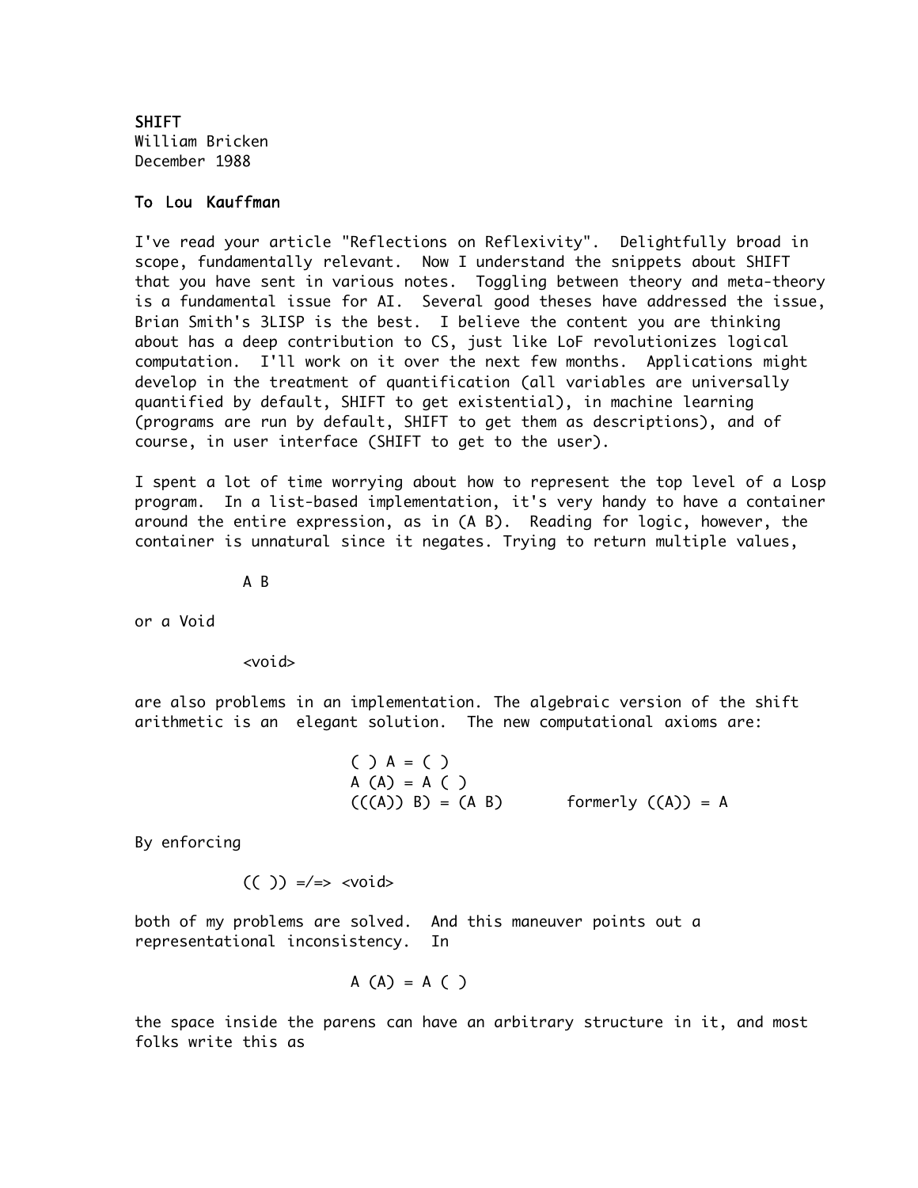SHIFT
William Bricken
December 1988

To Lou Kauffman

I've read your article "Reflections on Reflexivity". Delightfully broad in scope, fundamentally relevant. Now I understand the snippets about SHIFT that you have sent in various notes. Toggling between theory and meta-theory is a fundamental issue for AI. Several good theses have addressed the issue, Brian Smith's 3LISP is the best. I believe the content you are thinking about has a deep contribution to CS, just like LoF revolutionizes logical computation. I'll work on it over the next few months. Applications might develop in the treatment of quantification (all variables are universally quantified by default, SHIFT to get existential), in machine learning (programs are run by default, SHIFT to get them as descriptions), and of course, in user interface (SHIFT to get to the user).

I spent a lot of time worrying about how to represent the top level of a Losp program. In a list-based implementation, it's very handy to have a container around the entire expression, as in (A B). Reading for logic, however, the container is unnatural since it negates. Trying to return multiple values,

```
A B
```

or a Void

```
<void>
```

are also problems in an implementation. The algebraic version of the shift arithmetic is an elegant solution. The new computational axioms are:

```
( ) A = ( )
A (A) = A ( )
(((A)) B) = (A B)        formerly ((A)) = A
```

By enforcing

```
(( )) =/=> <void>
```

both of my problems are solved. And this maneuver points out a representational inconsistency. In

```
A (A) = A ( )
```

the space inside the parens can have an arbitrary structure in it, and most folks write this as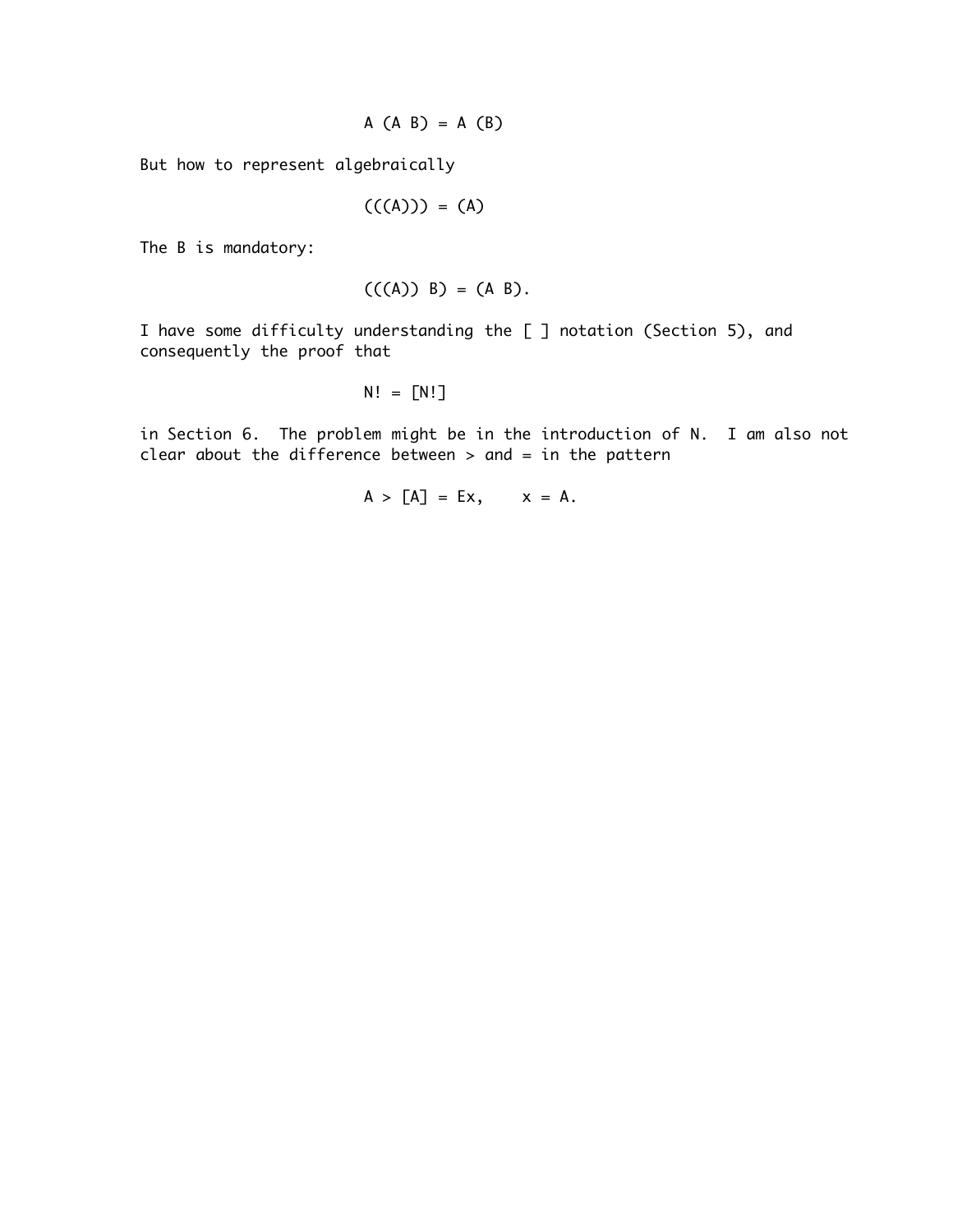A (A B) = A (B)

But how to represent algebraically

(((A))) = (A)

The B is mandatory:

(((A)) B) = (A B).

I have some difficulty understanding the [ ] notation (Section 5), and consequently the proof that

N! = [N!]

in Section 6. The problem might be in the introduction of N. I am also not clear about the difference between > and = in the pattern

A > [A] = Ex, x = A.